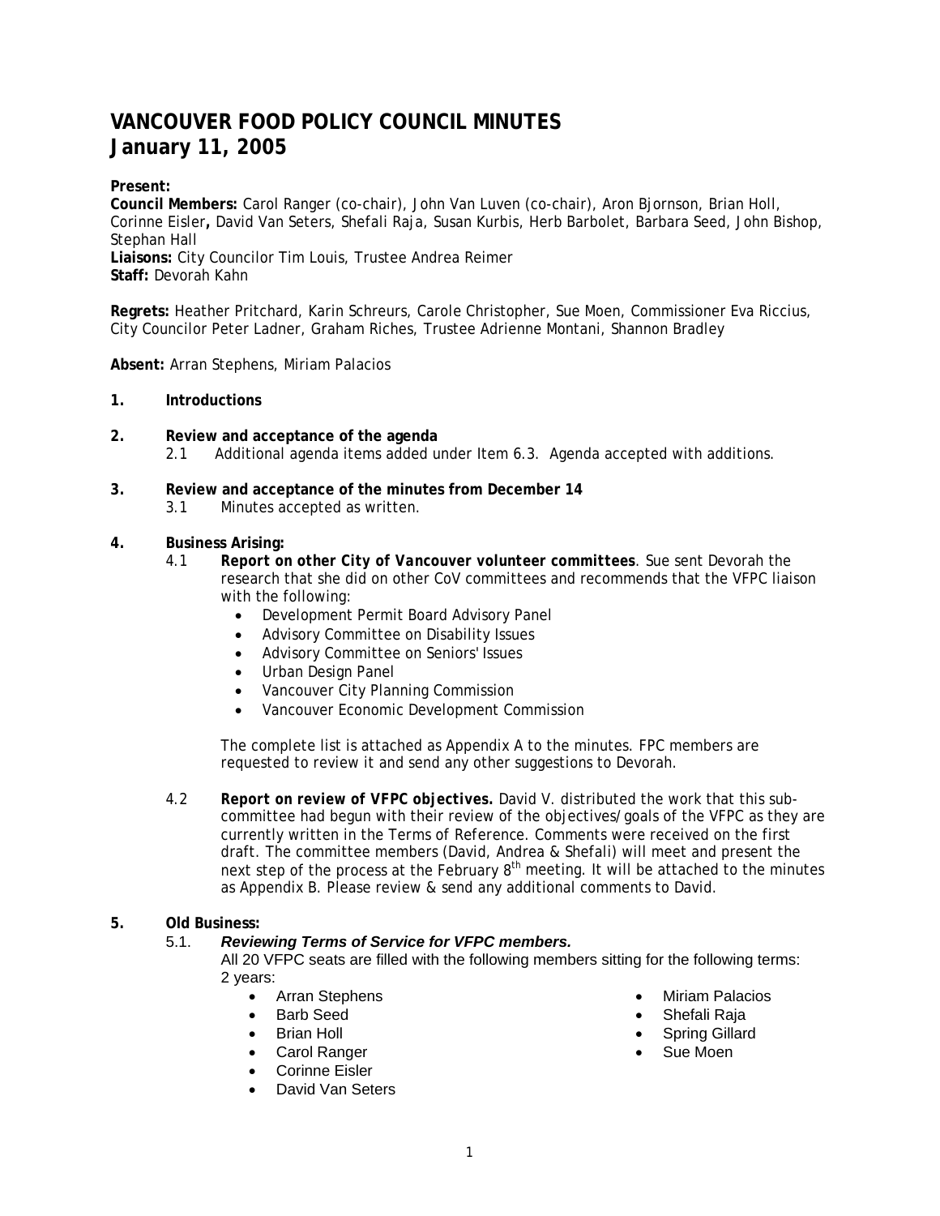# VANCOUVER FOOD POLICY COUNCIL MINUTES
# January 11, 2005

**Present:**
**Council Members:** Carol Ranger (co-chair), John Van Luven (co-chair), Aron Bjornson, Brian Holl, Corinne Eisler**,** David Van Seters, Shefali Raja, Susan Kurbis, Herb Barbolet, Barbara Seed, John Bishop, Stephan Hall
**Liaisons:** City Councilor Tim Louis, Trustee Andrea Reimer
**Staff:** Devorah Kahn

**Regrets:** Heather Pritchard, Karin Schreurs, Carole Christopher, Sue Moen, Commissioner Eva Riccius, City Councilor Peter Ladner, Graham Riches, Trustee Adrienne Montani, Shannon Bradley

**Absent:** Arran Stephens, Miriam Palacios

**1. Introductions**

**2. Review and acceptance of the agenda**

2.1 Additional agenda items added under Item 6.3. Agenda accepted with additions.

**3. Review and acceptance of the minutes from December 14**

3.1 Minutes accepted as written.

**4. Business Arising:**

4.1 ***Report on other City of Vancouver volunteer committees***. Sue sent Devorah the research that she did on other CoV committees and recommends that the VFPC liaison with the following:

- Development Permit Board Advisory Panel
- Advisory Committee on Disability Issues
- Advisory Committee on Seniors' Issues
- Urban Design Panel
- Vancouver City Planning Commission
- Vancouver Economic Development Commission

The complete list is attached as Appendix A to the minutes. FPC members are requested to review it and send any other suggestions to Devorah.

4.2 **Report on review of VFPC objectives.** David V. distributed the work that this sub-committee had begun with their review of the objectives/goals of the VFPC as they are currently written in the Terms of Reference. Comments were received on the first draft. The committee members (David, Andrea & Shefali) will meet and present the next step of the process at the February 8th meeting. It will be attached to the minutes as Appendix B. Please review & send any additional comments to David.

**5. Old Business:**

5.1. ***Reviewing Terms of Service for VFPC members.***

All 20 VFPC seats are filled with the following members sitting for the following terms:

2 years:

- Arran Stephens
- Barb Seed
- Brian Holl
- Carol Ranger
- Corinne Eisler
- David Van Seters
- Miriam Palacios
- Shefali Raja
- Spring Gillard
- Sue Moen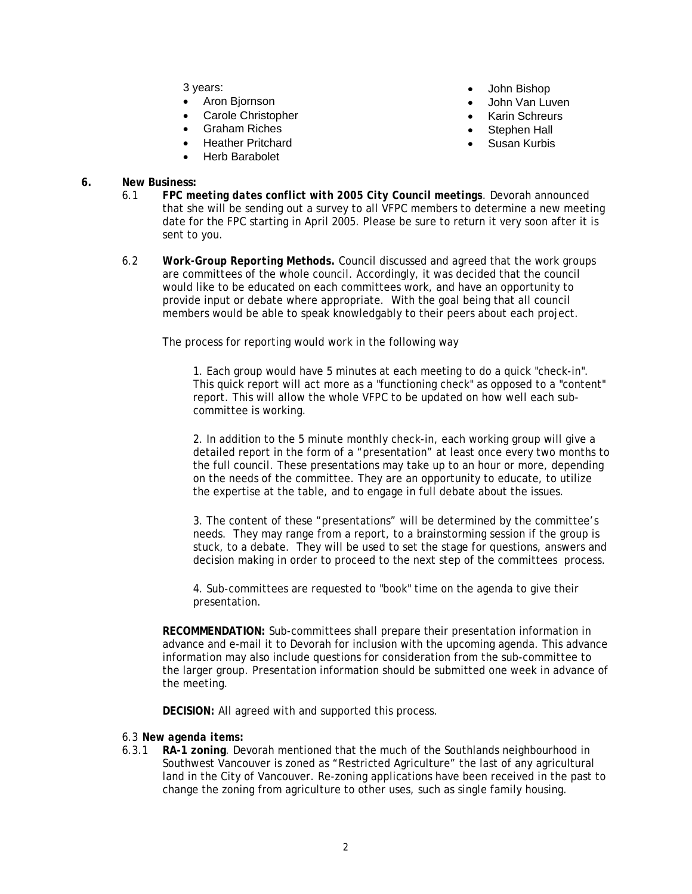3 years:

- Aron Bjornson
- Carole Christopher
- Graham Riches
- Heather Pritchard
- Herb Barabolet
- John Bishop
- John Van Luven
- Karin Schreurs
- Stephen Hall
- Susan Kurbis

**6. New Business:**

6.1 ***FPC meeting dates conflict with 2005 City Council meetings***. Devorah announced that she will be sending out a survey to all VFPC members to determine a new meeting date for the FPC starting in April 2005. Please be sure to return it very soon after it is sent to you.

6.2 **Work-Group Reporting Methods.** Council discussed and agreed that the work groups are committees of the whole council. Accordingly, it was decided that the council would like to be educated on each committees work, and have an opportunity to provide input or debate where appropriate. With the goal being that all council members would be able to speak knowledgably to their peers about each project.

The process for reporting would work in the following way

1. Each group would have 5 minutes at each meeting to do a quick "check-in". This quick report will act more as a "functioning check" as opposed to a "content" report. This will allow the whole VFPC to be updated on how well each sub-committee is working.

2. In addition to the 5 minute monthly check-in, each working group will give a detailed report in the form of a "presentation" at least once every two months to the full council. These presentations may take up to an hour or more, depending on the needs of the committee. They are an opportunity to educate, to utilize the expertise at the table, and to engage in full debate about the issues.

3. The content of these "presentations" will be determined by the committee's needs. They may range from a report, to a brainstorming session if the group is stuck, to a debate. They will be used to set the stage for questions, answers and decision making in order to proceed to the next step of the committees process.

4. Sub-committees are requested to "book" time on the agenda to give their presentation.

**RECOMMENDATION:** Sub-committees shall prepare their presentation information in advance and e-mail it to Devorah for inclusion with the upcoming agenda. This advance information may also include questions for consideration from the sub-committee to the larger group. Presentation information should be submitted one week in advance of the meeting.

**DECISION:** All agreed with and supported this process.

6.3 ***New agenda items:***

6.3.1 **RA-1 zoning**. Devorah mentioned that the much of the Southlands neighbourhood in Southwest Vancouver is zoned as "Restricted Agriculture" the last of any agricultural land in the City of Vancouver. Re-zoning applications have been received in the past to change the zoning from agriculture to other uses, such as single family housing.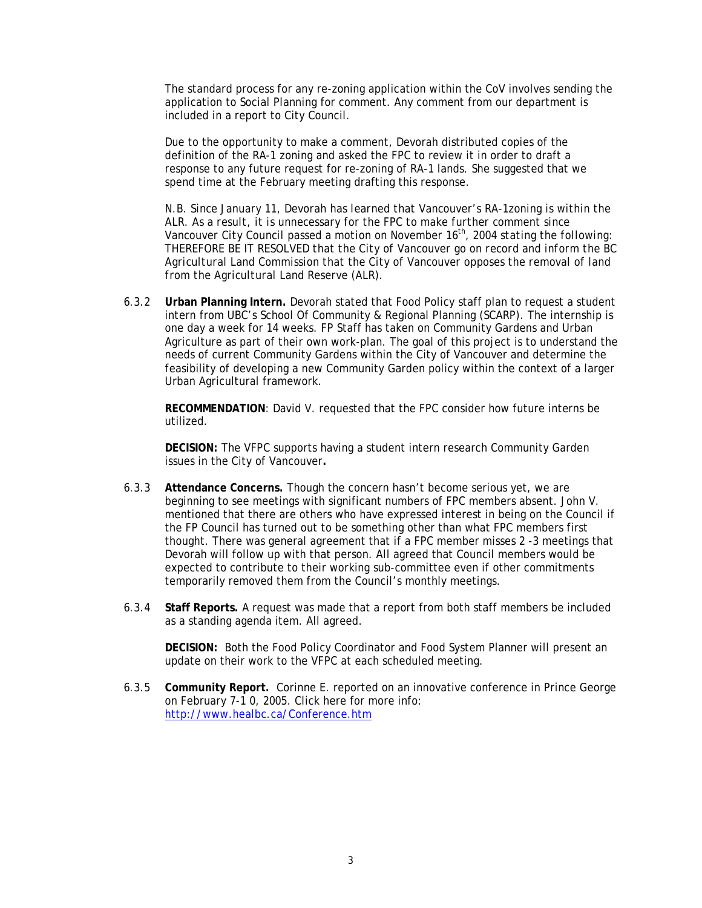The standard process for any re-zoning application within the CoV involves sending the application to Social Planning for comment. Any comment from our department is included in a report to City Council.

Due to the opportunity to make a comment, Devorah distributed copies of the definition of the RA-1 zoning and asked the FPC to review it in order to draft a response to any future request for re-zoning of RA-1 lands. She suggested that we spend time at the February meeting drafting this response.

*N.B. Since January 11, Devorah has learned that Vancouver's RA-1zoning is within the ALR. As a result, it is unnecessary for the FPC to make further comment since Vancouver City Council passed a motion on November 16th, 2004 stating the following: THEREFORE BE IT RESOLVED that the City of Vancouver go on record and inform the BC Agricultural Land Commission that the City of Vancouver opposes the removal of land from the Agricultural Land Reserve (ALR).*

6.3.2 **Urban Planning Intern.** Devorah stated that Food Policy staff plan to request a student intern from UBC's School Of Community & Regional Planning (SCARP). The internship is one day a week for 14 weeks. FP Staff has taken on Community Gardens and Urban Agriculture as part of their own work-plan. The goal of this project is to understand the needs of current Community Gardens within the City of Vancouver and determine the feasibility of developing a new Community Garden policy within the context of a larger Urban Agricultural framework.

**RECOMMENDATION**: David V. requested that the FPC consider how future interns be utilized.

**DECISION:** The VFPC supports having a student intern research Community Garden issues in the City of Vancouver**.**

6.3.3 **Attendance Concerns.** Though the concern hasn't become serious yet, we are beginning to see meetings with significant numbers of FPC members absent. John V. mentioned that there are others who have expressed interest in being on the Council if the FP Council has turned out to be something other than what FPC members first thought. There was general agreement that if a FPC member misses 2 -3 meetings that Devorah will follow up with that person. All agreed that Council members would be expected to contribute to their working sub-committee even if other commitments temporarily removed them from the Council's monthly meetings.

6.3.4 **Staff Reports.** A request was made that a report from both staff members be included as a standing agenda item. All agreed.

**DECISION:** Both the Food Policy Coordinator and Food System Planner will present an update on their work to the VFPC at each scheduled meeting.

6.3.5 **Community Report.** Corinne E. reported on an innovative conference in Prince George on February 7-1 0, 2005. Click here for more info: http://www.healbc.ca/Conference.htm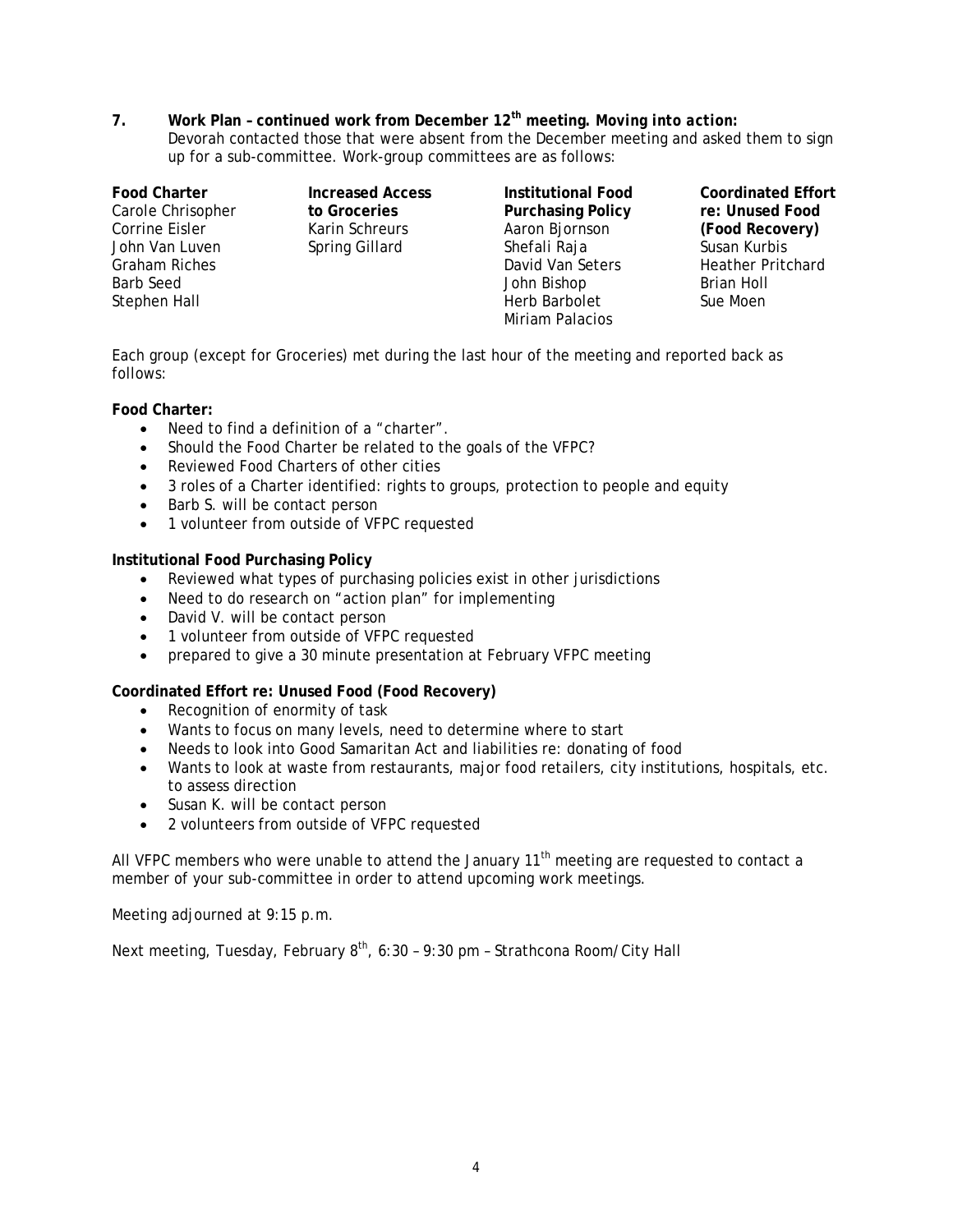**7. Work Plan – continued work from December 12th meeting. *Moving into action:***
Devorah contacted those that were absent from the December meeting and asked them to sign up for a sub-committee. Work-group committees are as follows:

| Food Charter | Increased Access to Groceries | Institutional Food Purchasing Policy | Coordinated Effort re: Unused Food (Food Recovery) |
|---|---|---|---|
| Carole Chrisopher | Karin Schreurs | Aaron Bjornson | Susan Kurbis |
| Corrine Eisler | Spring Gillard | Shefali Raja | Heather Pritchard |
| John Van Luven | | David Van Seters | Brian Holl |
| Graham Riches | | John Bishop | Sue Moen |
| Barb Seed | | Herb Barbolet | |
| Stephen Hall | | Miriam Palacios | |

Each group (except for Groceries) met during the last hour of the meeting and reported back as follows:

**Food Charter:**

- Need to find a definition of a "charter".
- Should the Food Charter be related to the goals of the VFPC?
- Reviewed Food Charters of other cities
- 3 roles of a Charter identified: rights to groups, protection to people and equity
- Barb S. will be contact person
- 1 volunteer from outside of VFPC requested

**Institutional Food Purchasing Policy**

- Reviewed what types of purchasing policies exist in other jurisdictions
- Need to do research on "action plan" for implementing
- David V. will be contact person
- 1 volunteer from outside of VFPC requested
- prepared to give a 30 minute presentation at February VFPC meeting

**Coordinated Effort re: Unused Food (Food Recovery)**

- Recognition of enormity of task
- Wants to focus on many levels, need to determine where to start
- Needs to look into Good Samaritan Act and liabilities re: donating of food
- Wants to look at waste from restaurants, major food retailers, city institutions, hospitals, etc. to assess direction
- Susan K. will be contact person
- 2 volunteers from outside of VFPC requested

All VFPC members who were unable to attend the January 11th meeting are requested to contact a member of your sub-committee in order to attend upcoming work meetings.

Meeting adjourned at 9:15 p.m.

Next meeting, Tuesday, February 8th, 6:30 – 9:30 pm – Strathcona Room/City Hall